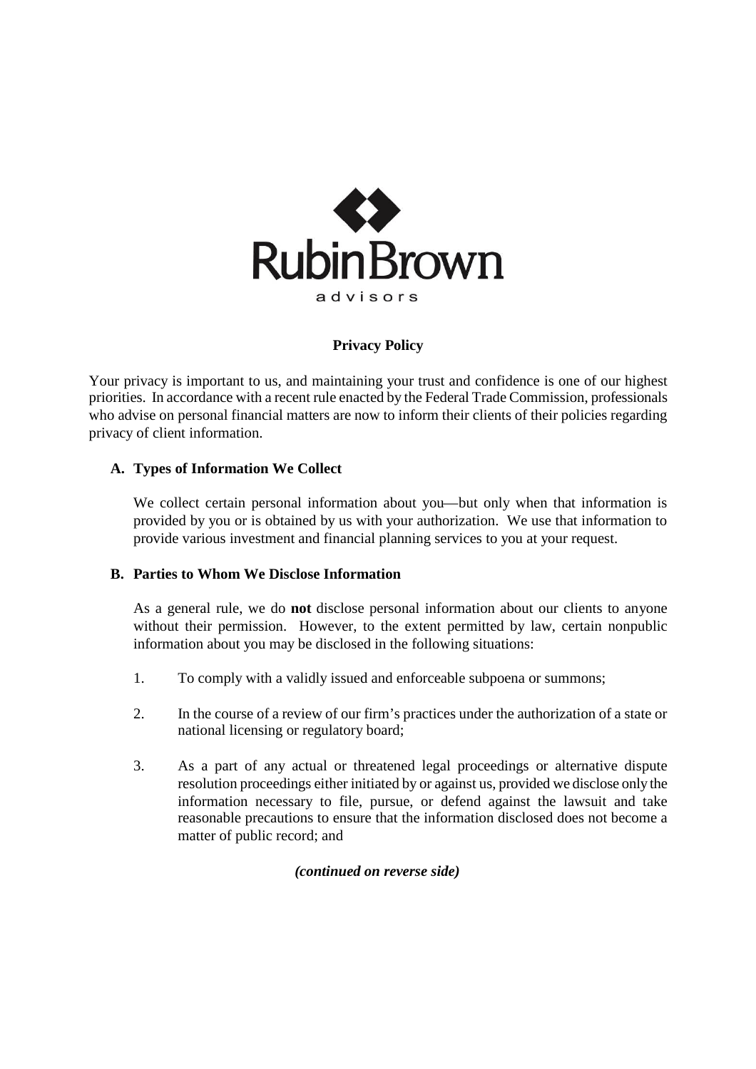RubinBrown

advisors

**Privacy Policy**

Your privacy is important to us, and maintaining your trust and confidence is one of our highest priorities. In accordance with a recent rule enacted by the Federal Trade Commission, professionals who advise on personal financial matters are now to inform their clients of their policies regarding privacy of client information.

**A. Types of Information We Collect**

We collect certain personal information about you—but only when that information is provided by you or is obtained by us with your authorization. We use that information to provide various investment and financial planning services to you at your request.

**B. Parties to Whom We Disclose Information**

As a general rule, we do **not** disclose personal information about our clients to anyone without their permission. However, to the extent permitted by law, certain nonpublic information about you may be disclosed in the following situations:

1. To comply with a validly issued and enforceable subpoena or summons;

2. In the course of a review of our firm's practices under the authorization of a state or national licensing or regulatory board;

3. As a part of any actual or threatened legal proceedings or alternative dispute resolution proceedings either initiated by or against us, provided we disclose only the information necessary to file, pursue, or defend against the lawsuit and take reasonable precautions to ensure that the information disclosed does not become a matter of public record; and

***(continued on reverse side)***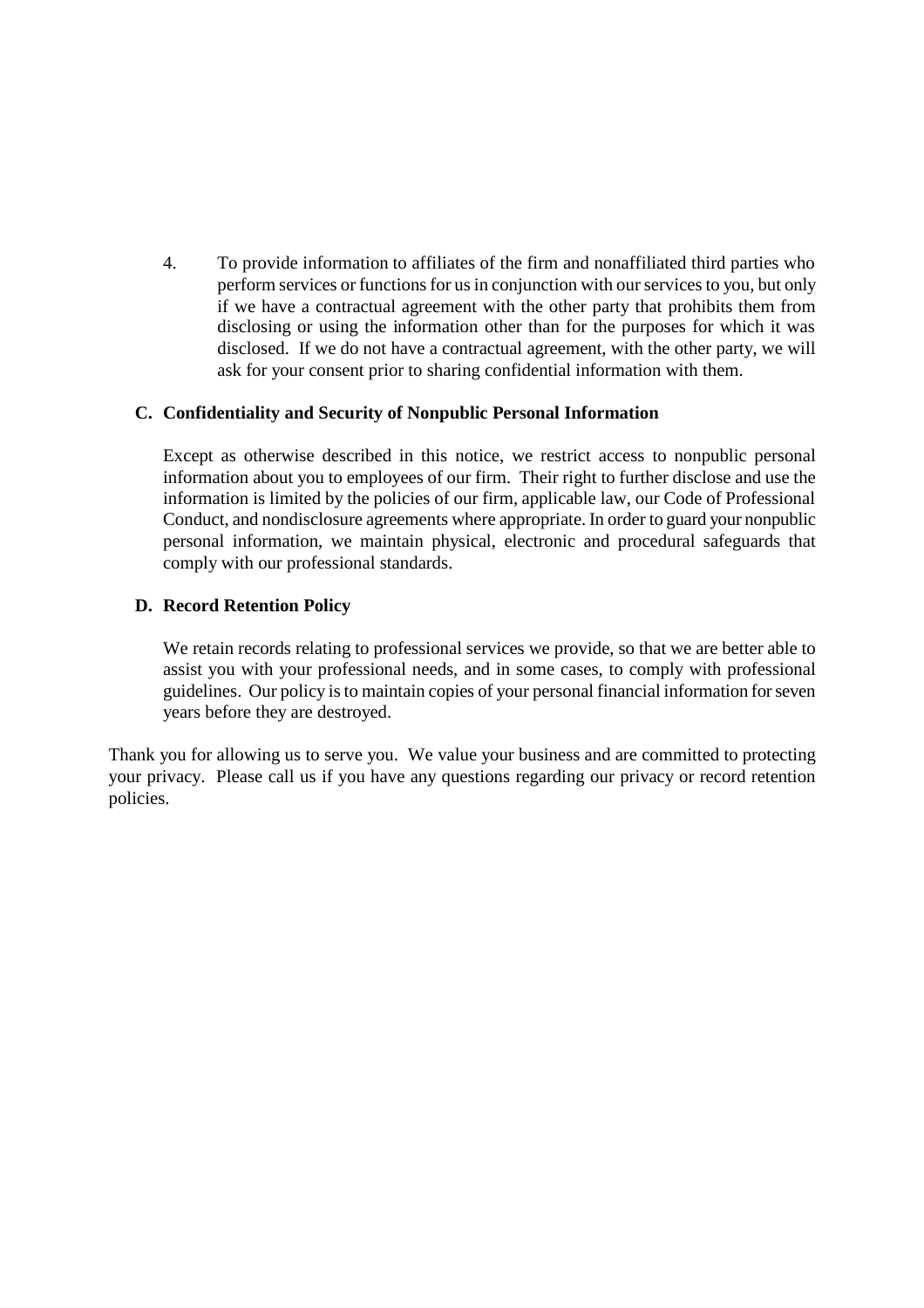4. To provide information to affiliates of the firm and nonaffiliated third parties who perform services or functions for us in conjunction with our services to you, but only if we have a contractual agreement with the other party that prohibits them from disclosing or using the information other than for the purposes for which it was disclosed. If we do not have a contractual agreement, with the other party, we will ask for your consent prior to sharing confidential information with them.

**C. Confidentiality and Security of Nonpublic Personal Information**

Except as otherwise described in this notice, we restrict access to nonpublic personal information about you to employees of our firm. Their right to further disclose and use the information is limited by the policies of our firm, applicable law, our Code of Professional Conduct, and nondisclosure agreements where appropriate. In order to guard your nonpublic personal information, we maintain physical, electronic and procedural safeguards that comply with our professional standards.

**D. Record Retention Policy**

We retain records relating to professional services we provide, so that we are better able to assist you with your professional needs, and in some cases, to comply with professional guidelines. Our policy is to maintain copies of your personal financial information for seven years before they are destroyed.

Thank you for allowing us to serve you. We value your business and are committed to protecting your privacy. Please call us if you have any questions regarding our privacy or record retention policies.